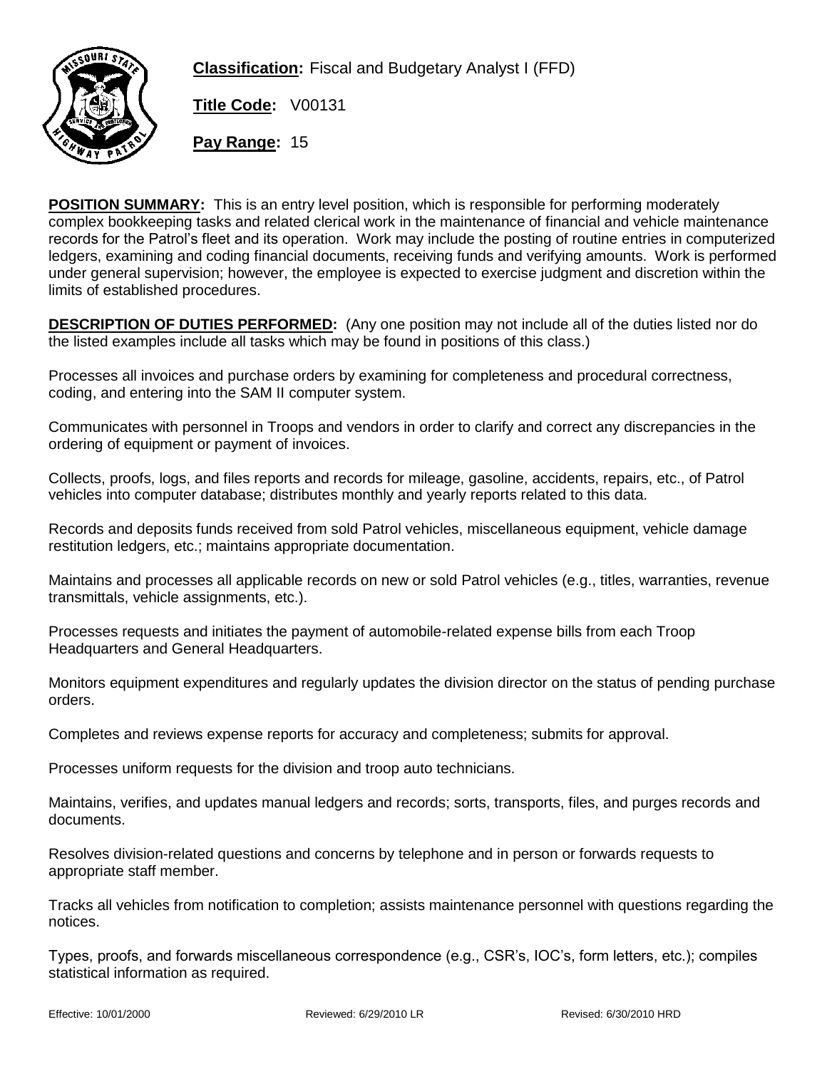**Classification:** Fiscal and Budgetary Analyst I (FFD)

**Title Code:** V00131

**Pay Range:** 15

**POSITION SUMMARY:** This is an entry level position, which is responsible for performing moderately complex bookkeeping tasks and related clerical work in the maintenance of financial and vehicle maintenance records for the Patrol's fleet and its operation. Work may include the posting of routine entries in computerized ledgers, examining and coding financial documents, receiving funds and verifying amounts. Work is performed under general supervision; however, the employee is expected to exercise judgment and discretion within the limits of established procedures.

**DESCRIPTION OF DUTIES PERFORMED:** (Any one position may not include all of the duties listed nor do the listed examples include all tasks which may be found in positions of this class.)

Processes all invoices and purchase orders by examining for completeness and procedural correctness, coding, and entering into the SAM II computer system.

Communicates with personnel in Troops and vendors in order to clarify and correct any discrepancies in the ordering of equipment or payment of invoices.

Collects, proofs, logs, and files reports and records for mileage, gasoline, accidents, repairs, etc., of Patrol vehicles into computer database; distributes monthly and yearly reports related to this data.

Records and deposits funds received from sold Patrol vehicles, miscellaneous equipment, vehicle damage restitution ledgers, etc.; maintains appropriate documentation.

Maintains and processes all applicable records on new or sold Patrol vehicles (e.g., titles, warranties, revenue transmittals, vehicle assignments, etc.).

Processes requests and initiates the payment of automobile-related expense bills from each Troop Headquarters and General Headquarters.

Monitors equipment expenditures and regularly updates the division director on the status of pending purchase orders.

Completes and reviews expense reports for accuracy and completeness; submits for approval.

Processes uniform requests for the division and troop auto technicians.

Maintains, verifies, and updates manual ledgers and records; sorts, transports, files, and purges records and documents.

Resolves division-related questions and concerns by telephone and in person or forwards requests to appropriate staff member.

Tracks all vehicles from notification to completion; assists maintenance personnel with questions regarding the notices.

Types, proofs, and forwards miscellaneous correspondence (e.g., CSR's, IOC's, form letters, etc.); compiles statistical information as required.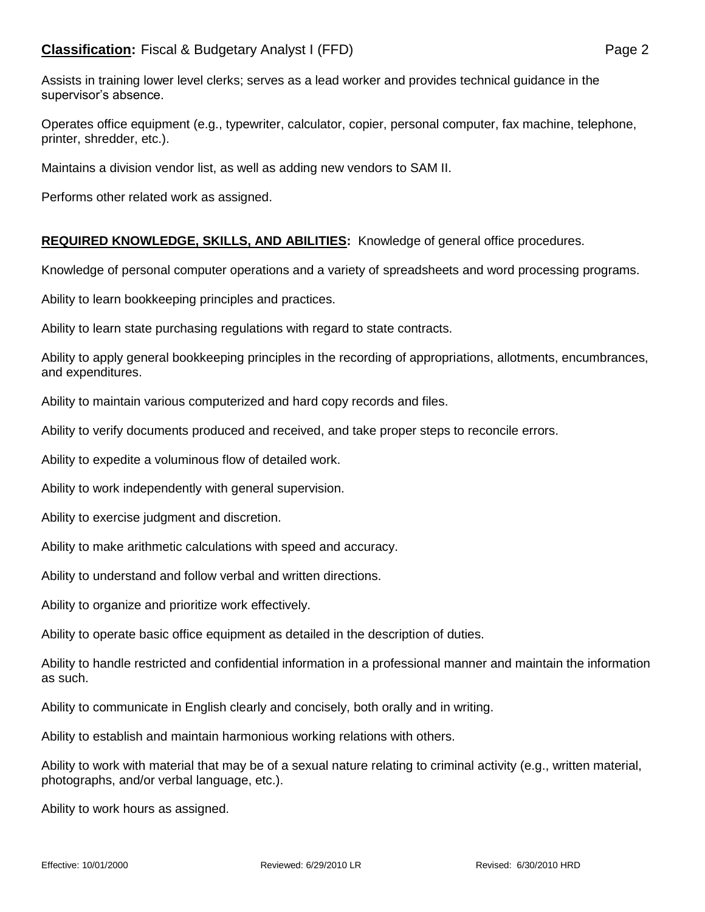Assists in training lower level clerks; serves as a lead worker and provides technical guidance in the supervisor's absence.

Operates office equipment (e.g., typewriter, calculator, copier, personal computer, fax machine, telephone, printer, shredder, etc.).

Maintains a division vendor list, as well as adding new vendors to SAM II.

Performs other related work as assigned.

**REQUIRED KNOWLEDGE, SKILLS, AND ABILITIES:** Knowledge of general office procedures.

Knowledge of personal computer operations and a variety of spreadsheets and word processing programs.

Ability to learn bookkeeping principles and practices.

Ability to learn state purchasing regulations with regard to state contracts.

Ability to apply general bookkeeping principles in the recording of appropriations, allotments, encumbrances, and expenditures.

Ability to maintain various computerized and hard copy records and files.

Ability to verify documents produced and received, and take proper steps to reconcile errors.

Ability to expedite a voluminous flow of detailed work.

Ability to work independently with general supervision.

Ability to exercise judgment and discretion.

Ability to make arithmetic calculations with speed and accuracy.

Ability to understand and follow verbal and written directions.

Ability to organize and prioritize work effectively.

Ability to operate basic office equipment as detailed in the description of duties.

Ability to handle restricted and confidential information in a professional manner and maintain the information as such.

Ability to communicate in English clearly and concisely, both orally and in writing.

Ability to establish and maintain harmonious working relations with others.

Ability to work with material that may be of a sexual nature relating to criminal activity (e.g., written material, photographs, and/or verbal language, etc.).

Ability to work hours as assigned.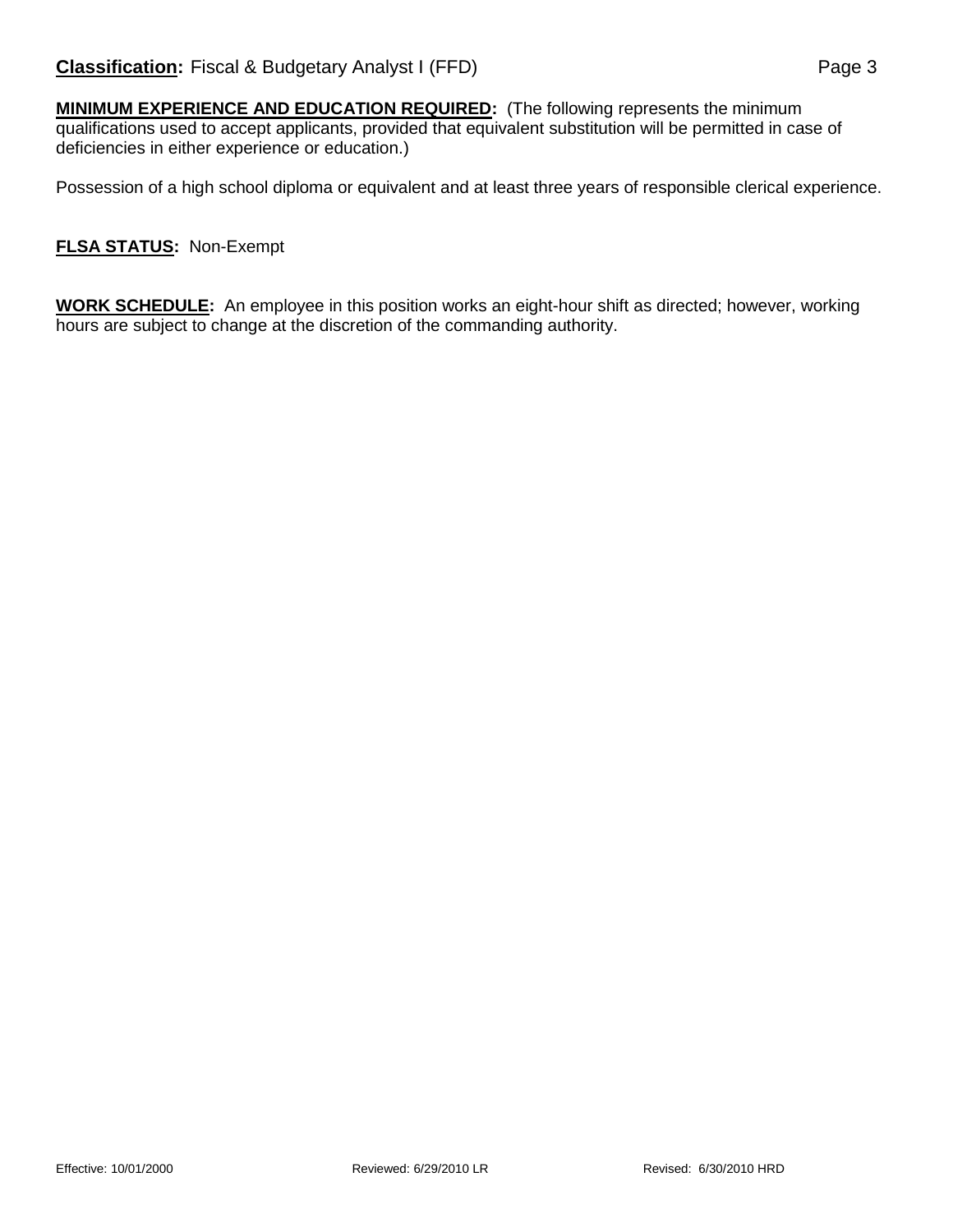**MINIMUM EXPERIENCE AND EDUCATION REQUIRED:** (The following represents the minimum qualifications used to accept applicants, provided that equivalent substitution will be permitted in case of deficiencies in either experience or education.)

Possession of a high school diploma or equivalent and at least three years of responsible clerical experience.

**FLSA STATUS:** Non-Exempt

**WORK SCHEDULE:** An employee in this position works an eight-hour shift as directed; however, working hours are subject to change at the discretion of the commanding authority.

Effective: 10/01/2000 Reviewed: 6/29/2010 LR Revised: 6/30/2010 HRD